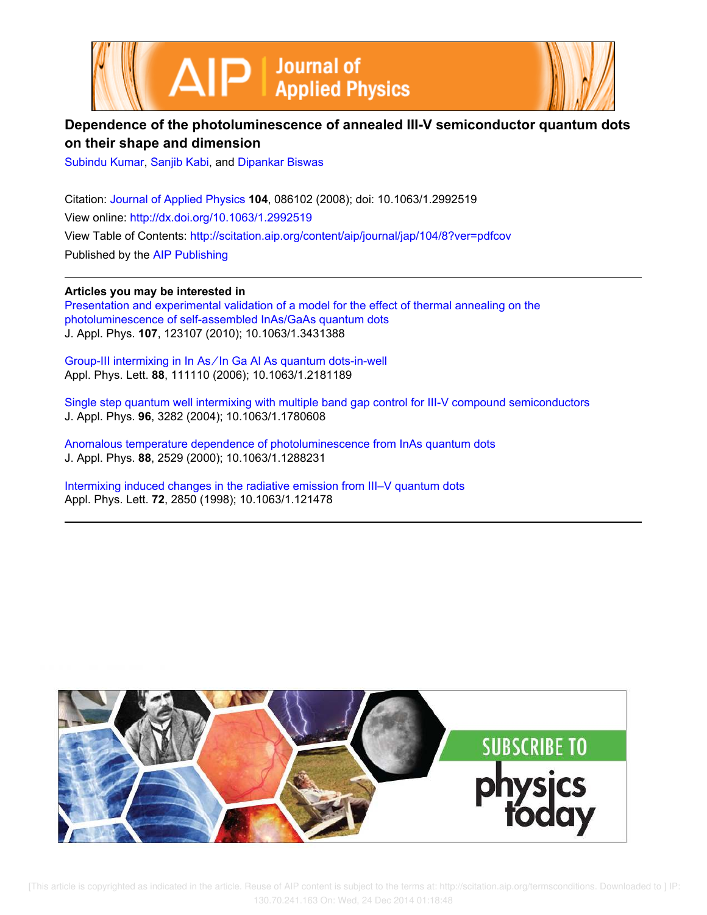# Dependence of the photoluminescence of annealed III-V semiconductor quantum dots on their shape and dimension

Subindu Kumar, Sanjib Kabi, and Dipankar Biswas

Citation: Journal of Applied Physics **104**, 086102 (2008); doi: 10.1063/1.2992519

View online: http://dx.doi.org/10.1063/1.2992519

View Table of Contents: http://scitation.aip.org/content/aip/journal/jap/104/8?ver=pdfcov

Published by the AIP Publishing

---

**Articles you may be interested in**

Presentation and experimental validation of a model for the effect of thermal annealing on the photoluminescence of self-assembled InAs/GaAs quantum dots
J. Appl. Phys. **107**, 123107 (2010); 10.1063/1.3431388

Group-III intermixing in In As ∕ In Ga Al As quantum dots-in-well
Appl. Phys. Lett. **88**, 111110 (2006); 10.1063/1.2181189

Single step quantum well intermixing with multiple band gap control for III-V compound semiconductors
J. Appl. Phys. **96**, 3282 (2004); 10.1063/1.1780608

Anomalous temperature dependence of photoluminescence from InAs quantum dots
J. Appl. Phys. **88**, 2529 (2000); 10.1063/1.1288231

Intermixing induced changes in the radiative emission from III–V quantum dots
Appl. Phys. Lett. **72**, 2850 (1998); 10.1063/1.121478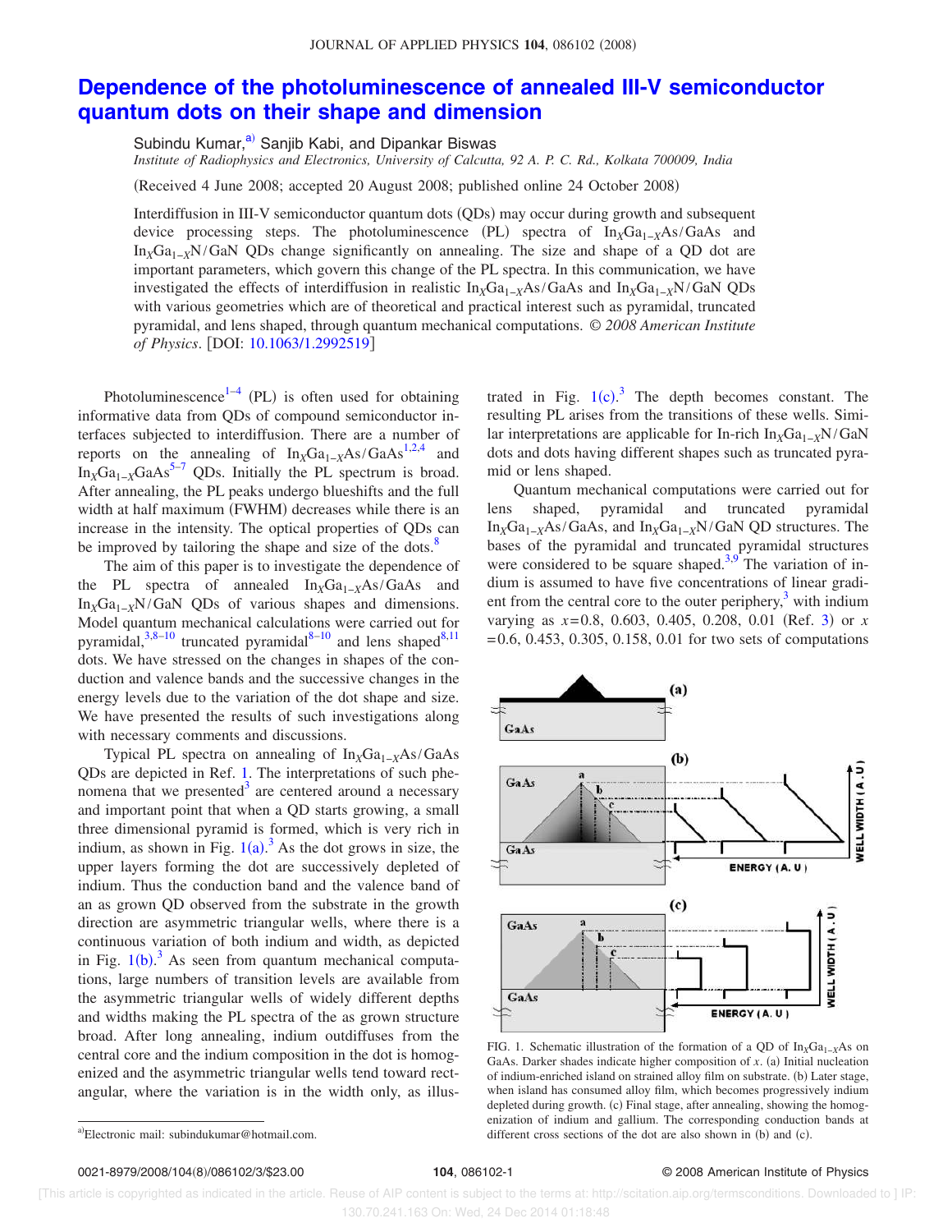# Dependence of the photoluminescence of annealed III-V semiconductor quantum dots on their shape and dimension

Subindu Kumar,[a)] Sanjib Kabi, and Dipankar Biswas

*Institute of Radiophysics and Electronics, University of Calcutta, 92 A. P. C. Rd., Kolkata 700009, India*

(Received 4 June 2008; accepted 20 August 2008; published online 24 October 2008)

Interdiffusion in III-V semiconductor quantum dots (QDs) may occur during growth and subsequent device processing steps. The photoluminescence (PL) spectra of $In_xGa_{1-x}As/GaAs$ and $In_xGa_{1-x}N/GaN$ QDs change significantly on annealing. The size and shape of a QD dot are important parameters, which govern this change of the PL spectra. In this communication, we have investigated the effects of interdiffusion in realistic $In_xGa_{1-x}As/GaAs$ and $In_xGa_{1-x}N/GaN$ QDs with various geometries which are of theoretical and practical interest such as pyramidal, truncated pyramidal, and lens shaped, through quantum mechanical computations. © *2008 American Institute of Physics*. [DOI: 10.1063/1.2992519]

Photoluminescence[1–4] (PL) is often used for obtaining informative data from QDs of compound semiconductor interfaces subjected to interdiffusion. There are a number of reports on the annealing of $In_xGa_{1-x}As/GaAs$[1,2,4] and $In_xGa_{1-x}GaAs$[5–7] QDs. Initially the PL spectrum is broad. After annealing, the PL peaks undergo blueshifts and the full width at half maximum (FWHM) decreases while there is an increase in the intensity. The optical properties of QDs can be improved by tailoring the shape and size of the dots.[8]

The aim of this paper is to investigate the dependence of the PL spectra of annealed $In_xGa_{1-x}As/GaAs$ and $In_xGa_{1-x}N/GaN$ QDs of various shapes and dimensions. Model quantum mechanical calculations were carried out for pyramidal,[3,8–10] truncated pyramidal[8–10] and lens shaped[8,11] dots. We have stressed on the changes in shapes of the conduction and valence bands and the successive changes in the energy levels due to the variation of the dot shape and size. We have presented the results of such investigations along with necessary comments and discussions.

Typical PL spectra on annealing of $In_xGa_{1-x}As/GaAs$ QDs are depicted in Ref. 1. The interpretations of such phenomena that we presented[3] are centered around a necessary and important point that when a QD starts growing, a small three dimensional pyramid is formed, which is very rich in indium, as shown in Fig. 1(a).[3] As the dot grows in size, the upper layers forming the dot are successively depleted of indium. Thus the conduction band and the valence band of an as grown QD observed from the substrate in the growth direction are asymmetric triangular wells, where there is a continuous variation of both indium and width, as depicted in Fig. 1(b).[3] As seen from quantum mechanical computations, large numbers of transition levels are available from the asymmetric triangular wells of widely different depths and widths making the PL spectra of the as grown structure broad. After long annealing, indium outdiffuses from the central core and the indium composition in the dot is homogenized and the asymmetric triangular wells tend toward rectangular, where the variation is in the width only, as illustrated in Fig. 1(c).[3] The depth becomes constant. The resulting PL arises from the transitions of these wells. Similar interpretations are applicable for In-rich $In_xGa_{1-x}N/GaN$ dots and dots having different shapes such as truncated pyramid or lens shaped.

Quantum mechanical computations were carried out for lens shaped, pyramidal and truncated pyramidal $In_xGa_{1-x}As/GaAs$, and $In_xGa_{1-x}N/GaN$ QD structures. The bases of the pyramidal and truncated pyramidal structures were considered to be square shaped.[3,9] The variation of indium is assumed to have five concentrations of linear gradient from the central core to the outer periphery,[3] with indium varying as $x=0.8$, 0.603, 0.405, 0.208, 0.01 (Ref. 3) or $x=0.6$, 0.453, 0.305, 0.158, 0.01 for two sets of computations

FIG. 1. Schematic illustration of the formation of a QD of $In_xGa_{1-x}As$ on GaAs. Darker shades indicate higher composition of $x$. (a) Initial nucleation of indium-enriched island on strained alloy film on substrate. (b) Later stage, when island has consumed alloy film, which becomes progressively indium depleted during growth. (c) Final stage, after annealing, showing the homogenization of indium and gallium. The corresponding conduction bands at different cross sections of the dot are also shown in (b) and (c).

[a)]Electronic mail: subindukumar@hotmail.com.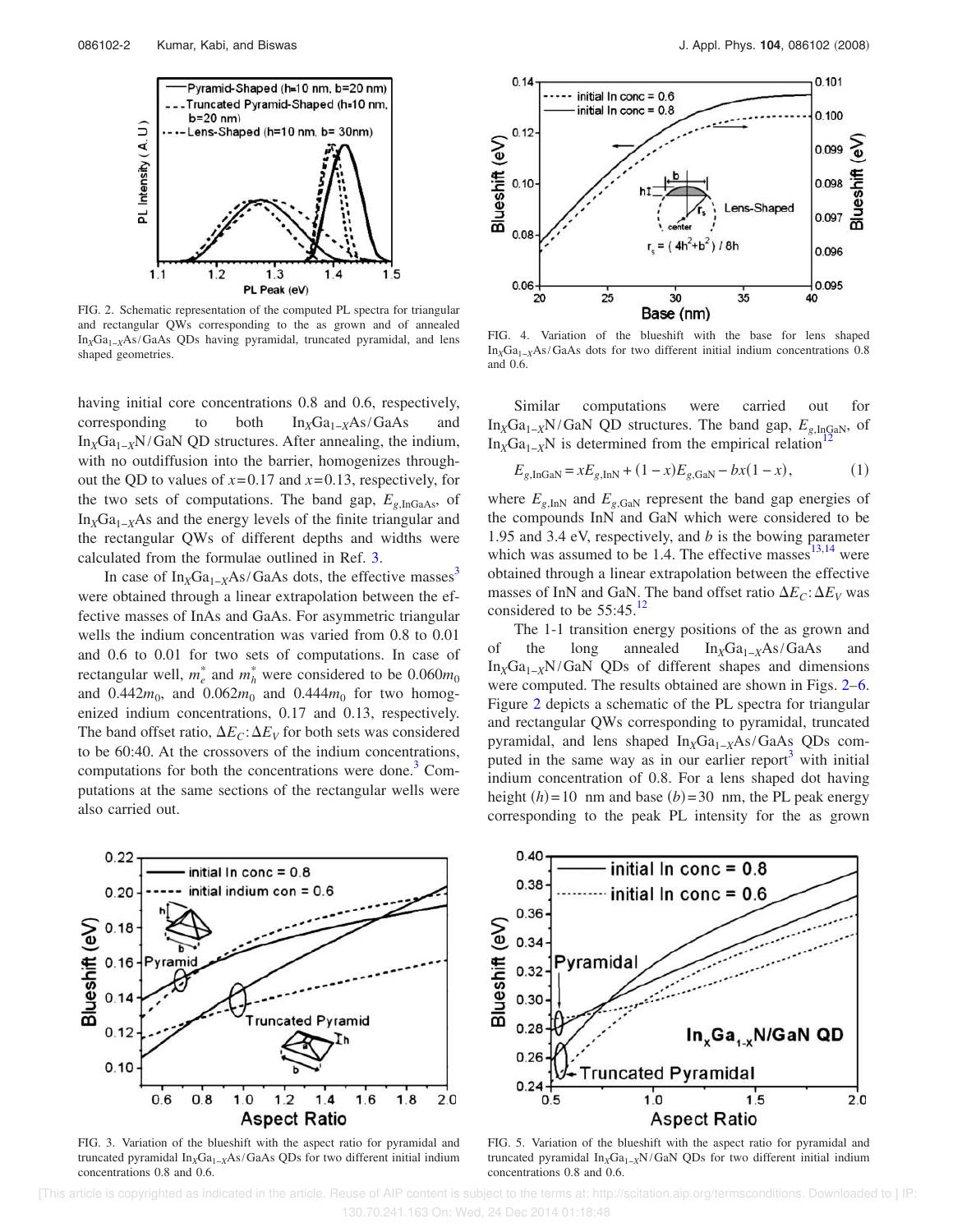FIG. 2. Schematic representation of the computed PL spectra for triangular and rectangular QWs corresponding to the as grown and of annealed $In_XGa_{1-X}As/GaAs$ QDs having pyramidal, truncated pyramidal, and lens shaped geometries.

having initial core concentrations 0.8 and 0.6, respectively, corresponding to both $In_XGa_{1-X}As/GaAs$ and $In_XGa_{1-X}N/GaN$ QD structures. After annealing, the indium, with no outdiffusion into the barrier, homogenizes throughout the QD to values of $x=0.17$ and $x=0.13$, respectively, for the two sets of computations. The band gap, $E_{g,\mathrm{InGaAs}}$, of $In_XGa_{1-X}As$ and the energy levels of the finite triangular and the rectangular QWs of different depths and widths were calculated from the formulae outlined in Ref. 3.

In case of $In_XGa_{1-X}As/GaAs$ dots, the effective masses[3] were obtained through a linear extrapolation between the effective masses of InAs and GaAs. For asymmetric triangular wells the indium concentration was varied from 0.8 to 0.01 and 0.6 to 0.01 for two sets of computations. In case of rectangular well, $m_e^*$ and $m_h^*$ were considered to be $0.060m_0$ and $0.442m_0$, and $0.062m_0$ and $0.444m_0$ for two homogenized indium concentrations, 0.17 and 0.13, respectively. The band offset ratio, $\Delta E_C:\Delta E_V$ for both sets was considered to be 60:40. At the crossovers of the indium concentrations, computations for both the concentrations were done.[3] Computations at the same sections of the rectangular wells were also carried out.

FIG. 4. Variation of the blueshift with the base for lens shaped $In_XGa_{1-X}As/GaAs$ dots for two different initial indium concentrations 0.8 and 0.6.

Similar computations were carried out for $In_XGa_{1-X}N/GaN$ QD structures. The band gap, $E_{g,\mathrm{InGaN}}$, of $In_XGa_{1-X}N$ is determined from the empirical relation[12]

$$E_{g,\mathrm{InGaN}} = xE_{g,\mathrm{InN}} + (1-x)E_{g,\mathrm{GaN}} - bx(1-x), \qquad (1)$$

where $E_{g,\mathrm{InN}}$ and $E_{g,\mathrm{GaN}}$ represent the band gap energies of the compounds InN and GaN which were considered to be 1.95 and 3.4 eV, respectively, and $b$ is the bowing parameter which was assumed to be 1.4. The effective masses[13,14] were obtained through a linear extrapolation between the effective masses of InN and GaN. The band offset ratio $\Delta E_C:\Delta E_V$ was considered to be 55:45.[12]

The 1-1 transition energy positions of the as grown and of the long annealed $In_XGa_{1-X}As/GaAs$ and $In_XGa_{1-X}N/GaN$ QDs of different shapes and dimensions were computed. The results obtained are shown in Figs. 2–6. Figure 2 depicts a schematic of the PL spectra for triangular and rectangular QWs corresponding to pyramidal, truncated pyramidal, and lens shaped $In_XGa_{1-X}As/GaAs$ QDs computed in the same way as in our earlier report[3] with initial indium concentration of 0.8. For a lens shaped dot having height $(h)=10$ nm and base $(b)=30$ nm, the PL peak energy corresponding to the peak PL intensity for the as grown

FIG. 3. Variation of the blueshift with the aspect ratio for pyramidal and truncated pyramidal $In_XGa_{1-X}As/GaAs$ QDs for two different initial indium concentrations 0.8 and 0.6.

FIG. 5. Variation of the blueshift with the aspect ratio for pyramidal and truncated pyramidal $In_XGa_{1-X}N/GaN$ QDs for two different initial indium concentrations 0.8 and 0.6.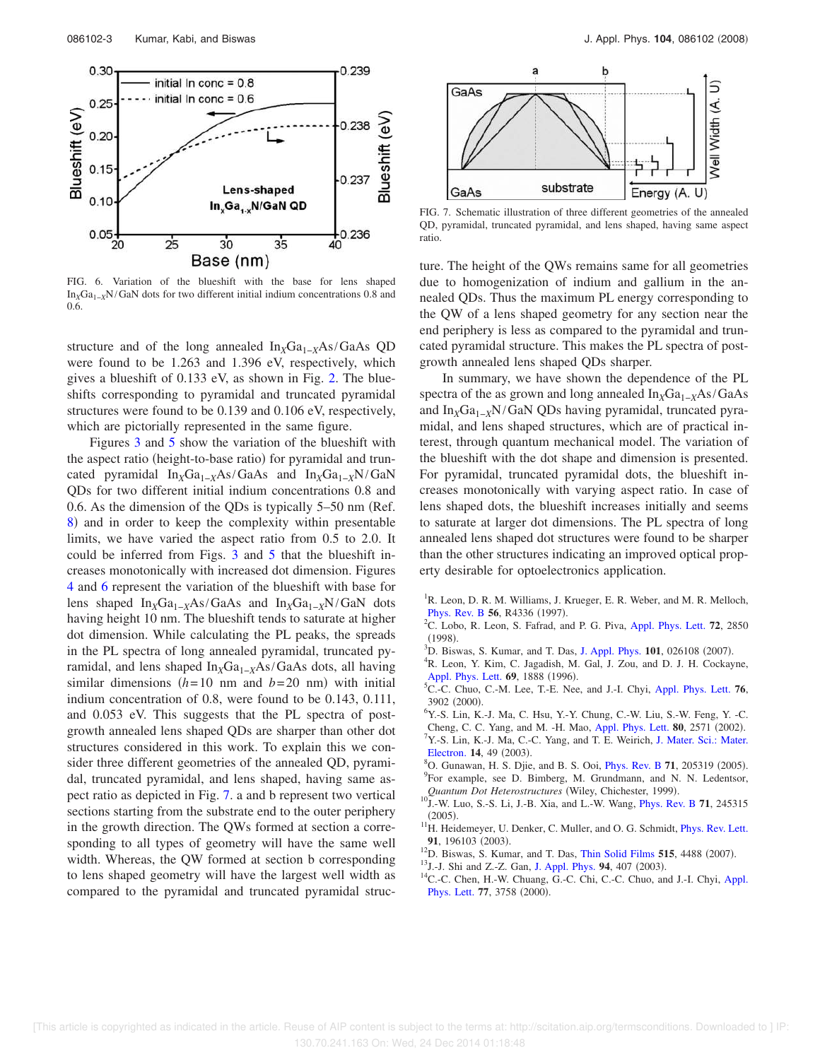0.30
0.25
0.20
0.15
0.10
0.05
Blueshift (eV)
initial In conc = 0.8
initial In conc = 0.6
0.239
0.238
0.237
0.236
Blueshift (eV)
Lens-shaped
$In_xGa_{1-x}N/GaN$ QD
20
25
30
35
40
Base (nm)

FIG. 6. Variation of the blueshift with the base for lens shaped $In_xGa_{1-x}N/GaN$ dots for two different initial indium concentrations 0.8 and 0.6.

structure and of the long annealed $In_xGa_{1-x}As/GaAs$ QD were found to be 1.263 and 1.396 eV, respectively, which gives a blueshift of 0.133 eV, as shown in Fig. 2. The blueshifts corresponding to pyramidal and truncated pyramidal structures were found to be 0.139 and 0.106 eV, respectively, which are pictorially represented in the same figure.

Figures 3 and 5 show the variation of the blueshift with the aspect ratio (height-to-base ratio) for pyramidal and truncated pyramidal $In_xGa_{1-x}As/GaAs$ and $In_xGa_{1-x}N/GaN$ QDs for two different initial indium concentrations 0.8 and 0.6. As the dimension of the QDs is typically 5–50 nm (Ref. 8) and in order to keep the complexity within presentable limits, we have varied the aspect ratio from 0.5 to 2.0. It could be inferred from Figs. 3 and 5 that the blueshift increases monotonically with increased dot dimension. Figures 4 and 6 represent the variation of the blueshift with base for lens shaped $In_xGa_{1-x}As/GaAs$ and $In_xGa_{1-x}N/GaN$ dots having height 10 nm. The blueshift tends to saturate at higher dot dimension. While calculating the PL peaks, the spreads in the PL spectra of long annealed pyramidal, truncated pyramidal, and lens shaped $In_xGa_{1-x}As/GaAs$ dots, all having similar dimensions ($h=10$ nm and $b=20$ nm) with initial indium concentration of 0.8, were found to be 0.143, 0.111, and 0.053 eV. This suggests that the PL spectra of postgrowth annealed lens shaped QDs are sharper than other dot structures considered in this work. To explain this we consider three different geometries of the annealed QD, pyramidal, truncated pyramidal, and lens shaped, having same aspect ratio as depicted in Fig. 7. a and b represent two vertical sections starting from the substrate end to the outer periphery in the growth direction. The QWs formed at section a corresponding to all types of geometry will have the same well width. Whereas, the QW formed at section b corresponding to lens shaped geometry will have the largest well width as compared to the pyramidal and truncated pyramidal structure. The height of the QWs remains same for all geometries due to homogenization of indium and gallium in the annealed QDs. Thus the maximum PL energy corresponding to the QW of a lens shaped geometry for any section near the end periphery is less as compared to the pyramidal and truncated pyramidal structure. This makes the PL spectra of postgrowth annealed lens shaped QDs sharper.

a
b
GaAs
GaAs
substrate
Well Width (A. U)
Energy (A. U)

FIG. 7. Schematic illustration of three different geometries of the annealed QD, pyramidal, truncated pyramidal, and lens shaped, having same aspect ratio.

In summary, we have shown the dependence of the PL spectra of the as grown and long annealed $In_xGa_{1-x}As/GaAs$ and $In_xGa_{1-x}N/GaN$ QDs having pyramidal, truncated pyramidal, and lens shaped structures, which are of practical interest, through quantum mechanical model. The variation of the blueshift with the dot shape and dimension is presented. For pyramidal, truncated pyramidal dots, the blueshift increases monotonically with varying aspect ratio. In case of lens shaped dots, the blueshift increases initially and seems to saturate at larger dot dimensions. The PL spectra of long annealed lens shaped dot structures were found to be sharper than the other structures indicating an improved optical property desirable for optoelectronics application.

[1] R. Leon, D. R. M. Williams, J. Krueger, E. R. Weber, and M. R. Melloch, Phys. Rev. B **56**, R4336 (1997).
[2] C. Lobo, R. Leon, S. Fafrad, and P. G. Piva, Appl. Phys. Lett. **72**, 2850 (1998).
[3] D. Biswas, S. Kumar, and T. Das, J. Appl. Phys. **101**, 026108 (2007).
[4] R. Leon, Y. Kim, C. Jagadish, M. Gal, J. Zou, and D. J. H. Cockayne, Appl. Phys. Lett. **69**, 1888 (1996).
[5] C.-C. Chuo, C.-M. Lee, T.-E. Nee, and J.-I. Chyi, Appl. Phys. Lett. **76**, 3902 (2000).
[6] Y.-S. Lin, K.-J. Ma, C. Hsu, Y.-Y. Chung, C.-W. Liu, S.-W. Feng, Y. -C. Cheng, C. C. Yang, and M. -H. Mao, Appl. Phys. Lett. **80**, 2571 (2002).
[7] Y.-S. Lin, K.-J. Ma, C.-C. Yang, and T. E. Weirich, J. Mater. Sci.: Mater. Electron. **14**, 49 (2003).
[8] O. Gunawan, H. S. Djie, and B. S. Ooi, Phys. Rev. B **71**, 205319 (2005).
[9] For example, see D. Bimberg, M. Grundmann, and N. N. Ledentsor, *Quantum Dot Heterostructures* (Wiley, Chichester, 1999).
[10] J.-W. Luo, S.-S. Li, J.-B. Xia, and L.-W. Wang, Phys. Rev. B **71**, 245315 (2005).
[11] H. Heidemeyer, U. Denker, C. Muller, and O. G. Schmidt, Phys. Rev. Lett. **91**, 196103 (2003).
[12] D. Biswas, S. Kumar, and T. Das, Thin Solid Films **515**, 4488 (2007).
[13] J.-J. Shi and Z.-Z. Gan, J. Appl. Phys. **94**, 407 (2003).
[14] C.-C. Chen, H.-W. Chuang, G.-C. Chi, C.-C. Chuo, and J.-I. Chyi, Appl. Phys. Lett. **77**, 3758 (2000).